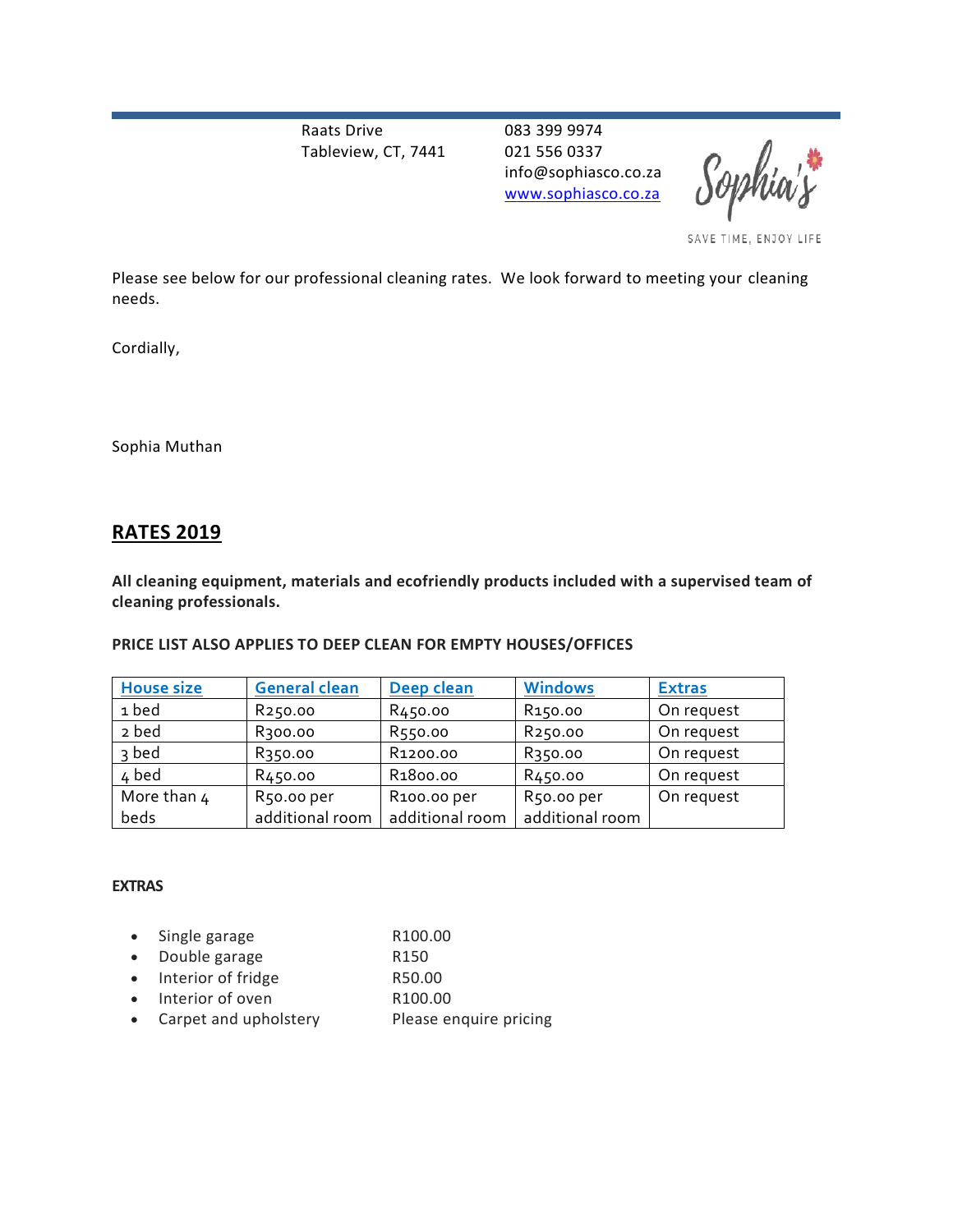Raats Drive
Tableview, CT, 7441

083 399 9974
021 556 0337
info@sophiasco.co.za
www.sophiasco.co.za

Sophia's
SAVE TIME, ENJOY LIFE

Please see below for our professional cleaning rates. We look forward to meeting your cleaning needs.

Cordially,

Sophia Muthan

## RATES 2019

**All cleaning equipment, materials and ecofriendly products included with a supervised team of cleaning professionals.**

**PRICE LIST ALSO APPLIES TO DEEP CLEAN FOR EMPTY HOUSES/OFFICES**

| House size | General clean | Deep clean | Windows | Extras |
|---|---|---|---|---|
| 1 bed | R250.00 | R450.00 | R150.00 | On request |
| 2 bed | R300.00 | R550.00 | R250.00 | On request |
| 3 bed | R350.00 | R1200.00 | R350.00 | On request |
| 4 bed | R450.00 | R1800.00 | R450.00 | On request |
| More than 4 beds | R50.00 per additional room | R100.00 per additional room | R50.00 per additional room | On request |

**EXTRAS**

- Single garage R100.00
- Double garage R150
- Interior of fridge R50.00
- Interior of oven R100.00
- Carpet and upholstery Please enquire pricing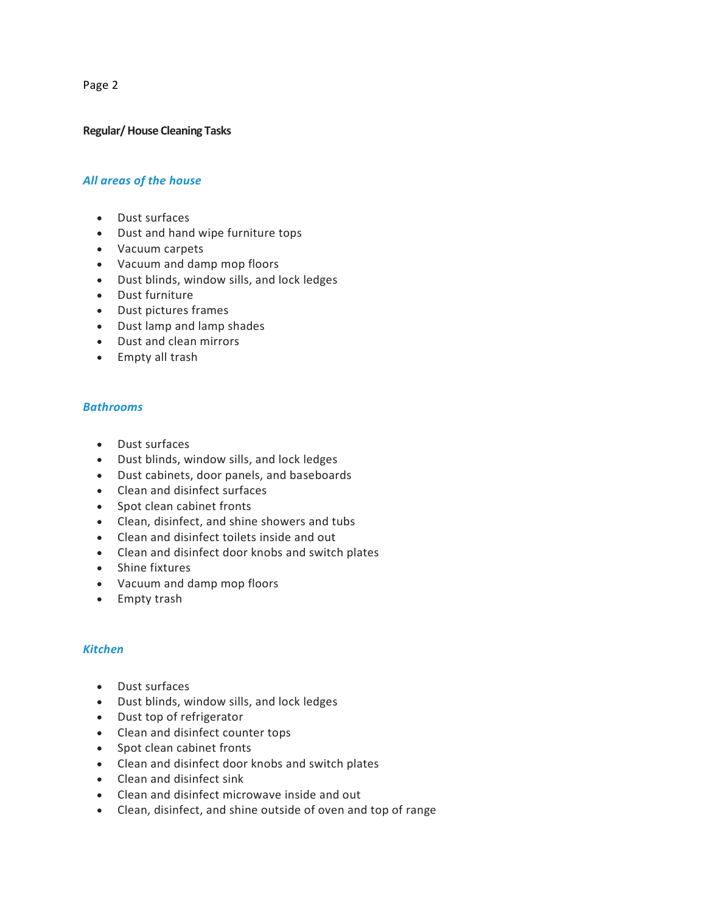**Regular/ House Cleaning Tasks**

### *All areas of the house*

- Dust surfaces
- Dust and hand wipe furniture tops
- Vacuum carpets
- Vacuum and damp mop floors
- Dust blinds, window sills, and lock ledges
- Dust furniture
- Dust pictures frames
- Dust lamp and lamp shades
- Dust and clean mirrors
- Empty all trash

### *Bathrooms*

- Dust surfaces
- Dust blinds, window sills, and lock ledges
- Dust cabinets, door panels, and baseboards
- Clean and disinfect surfaces
- Spot clean cabinet fronts
- Clean, disinfect, and shine showers and tubs
- Clean and disinfect toilets inside and out
- Clean and disinfect door knobs and switch plates
- Shine fixtures
- Vacuum and damp mop floors
- Empty trash

### *Kitchen*

- Dust surfaces
- Dust blinds, window sills, and lock ledges
- Dust top of refrigerator
- Clean and disinfect counter tops
- Spot clean cabinet fronts
- Clean and disinfect door knobs and switch plates
- Clean and disinfect sink
- Clean and disinfect microwave inside and out
- Clean, disinfect, and shine outside of oven and top of range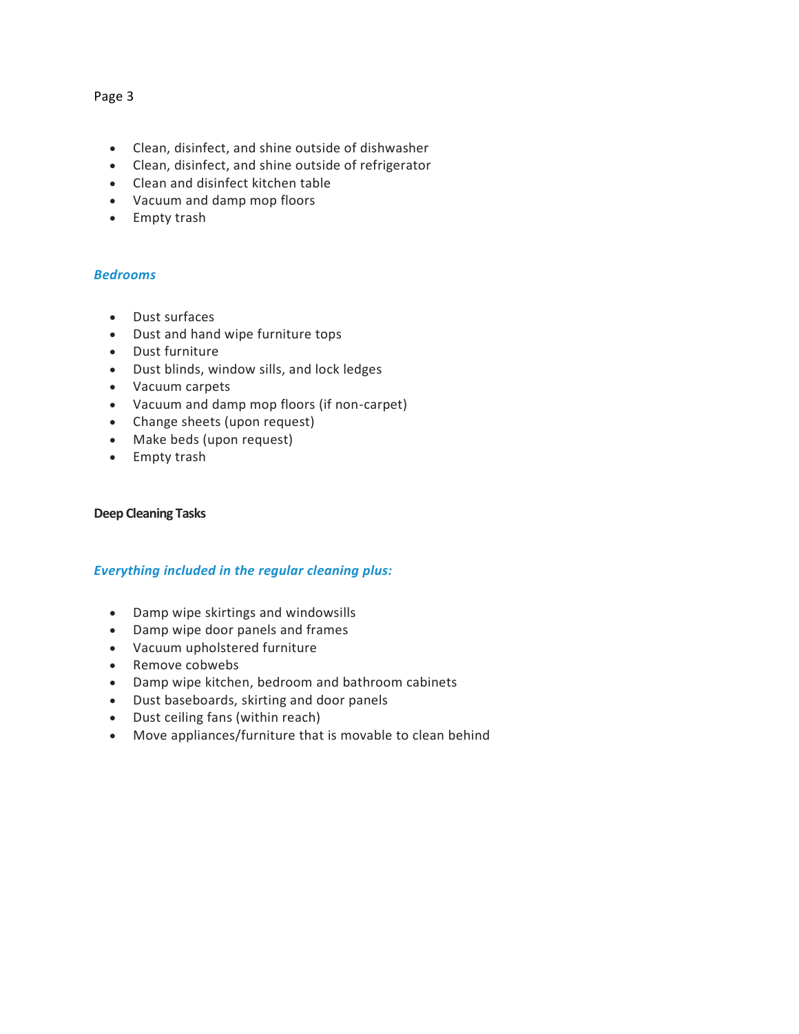- Clean, disinfect, and shine outside of dishwasher
- Clean, disinfect, and shine outside of refrigerator
- Clean and disinfect kitchen table
- Vacuum and damp mop floors
- Empty trash

### *Bedrooms*

- Dust surfaces
- Dust and hand wipe furniture tops
- Dust furniture
- Dust blinds, window sills, and lock ledges
- Vacuum carpets
- Vacuum and damp mop floors (if non-carpet)
- Change sheets (upon request)
- Make beds (upon request)
- Empty trash

## Deep Cleaning Tasks

### *Everything included in the regular cleaning plus:*

- Damp wipe skirtings and windowsills
- Damp wipe door panels and frames
- Vacuum upholstered furniture
- Remove cobwebs
- Damp wipe kitchen, bedroom and bathroom cabinets
- Dust baseboards, skirting and door panels
- Dust ceiling fans (within reach)
- Move appliances/furniture that is movable to clean behind